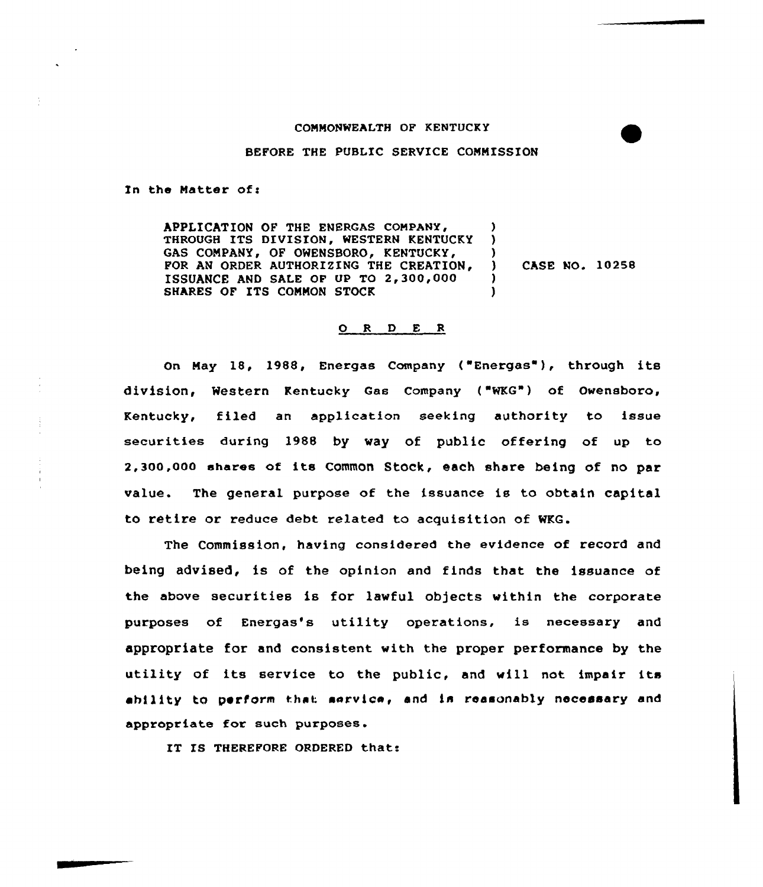COMMONWEALTH OF KENTUCKY

BEFORE THE PUBLIC SERVICE COMMISSION

In the Matter of:

APPLICATION OF THE ENERGAS COMPANY, THROUGH ITS DIVISION, WESTERN KENTUCKY GAS COMPANY, OF OWENSBORO, KENTUCKY, FOR AN ORDER AUTHORIZING THE CREATION, ISSUANCE AND SALE OF UP TO 2,300,000 SHARES OF ITS COMMON STOCK ) CASE NO. 10258

O R D E R

On May 18, 1988, Energas Company ("Energas"), through its division, Western Kentucky Gas Company ("WKG") of Owensboro, Kentucky, filed an application seeking authority to issue securities during 1988 by way of public offering of up to 2,300,000 shares of its Common Stock, each share being of no par value. The general purpose of the issuance is to obtain capital to retire or reduce debt related to acquisition of WKG.

The Commission, having considered the evidence of record and being advised, is of the opinion and finds that the issuance of the above securities is for lawful objects within the corporate purposes of Energas's utility operations, is necessary and appropriate for and consistent with the proper performance by the utility of its service to the public, and will not impair its ability to perform that service, and is reasonably necessary and appropriate for such purposes.

IT IS THEREFORE ORDERED that: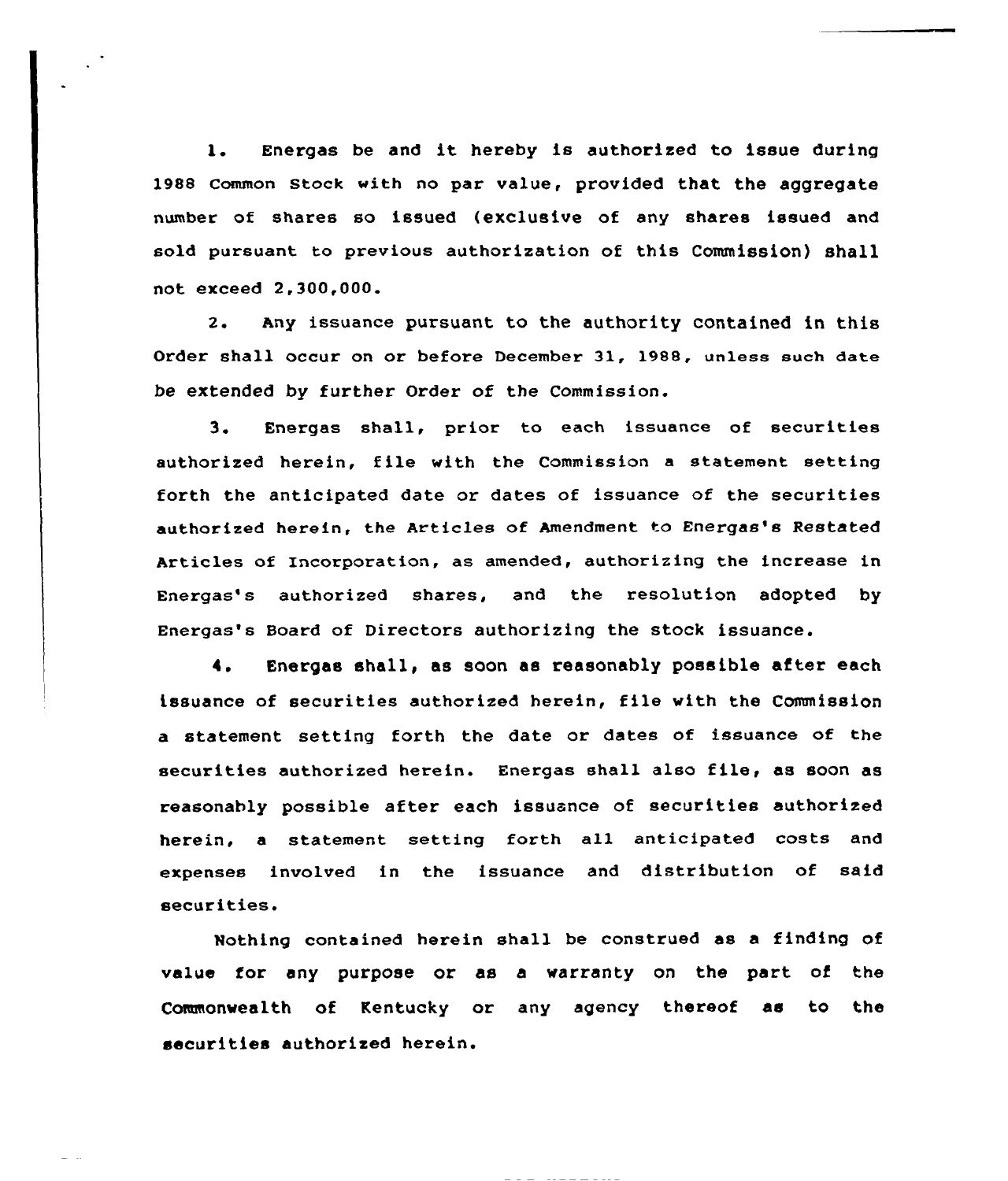1. Energas be and it hereby is authorized to issue during 1988 Common Stock with no par value, provided that the aggregate number of shares so issued (exclusive of any shares issued and sold pursuant to previous authorization of this Commission) shall not exceed 2,300,000.

2. Any issuance pursuant to the authority contained in this Order shall occur on or before December 31, 1988, unless such date be extended by further Order of the Commission.

3. Energas shall, prior to each issuance of securities authorized herein, file with the Commission a statement setting forth the anticipated date or dates of issuance of the securities authorized herein, the Articles of Amendment to Energas's Restated Articles of Incorporation, as amended, authorizing the increase in Energas's authorized shares, and the resolution adopted by Energas's Board of Directors authorizing the stock issuance.

4. Energas shall, as soon as reasonably possible after each issuance of securities authorized herein, file with the Commission a statement setting forth the date or dates of issuance of the securities authorized herein. Energas shall also file, as soon as reasonably possible after each issuance of securities authorized herein, a statement setting forth all anticipated costs and expenses involved in the issuance and distribution of said securities.

Nothing contained herein shall be construed as a finding of value for any purpose or as a warranty on the part of the Commonwealth of Kentucky or any agency thereof as to the securities authorized herein.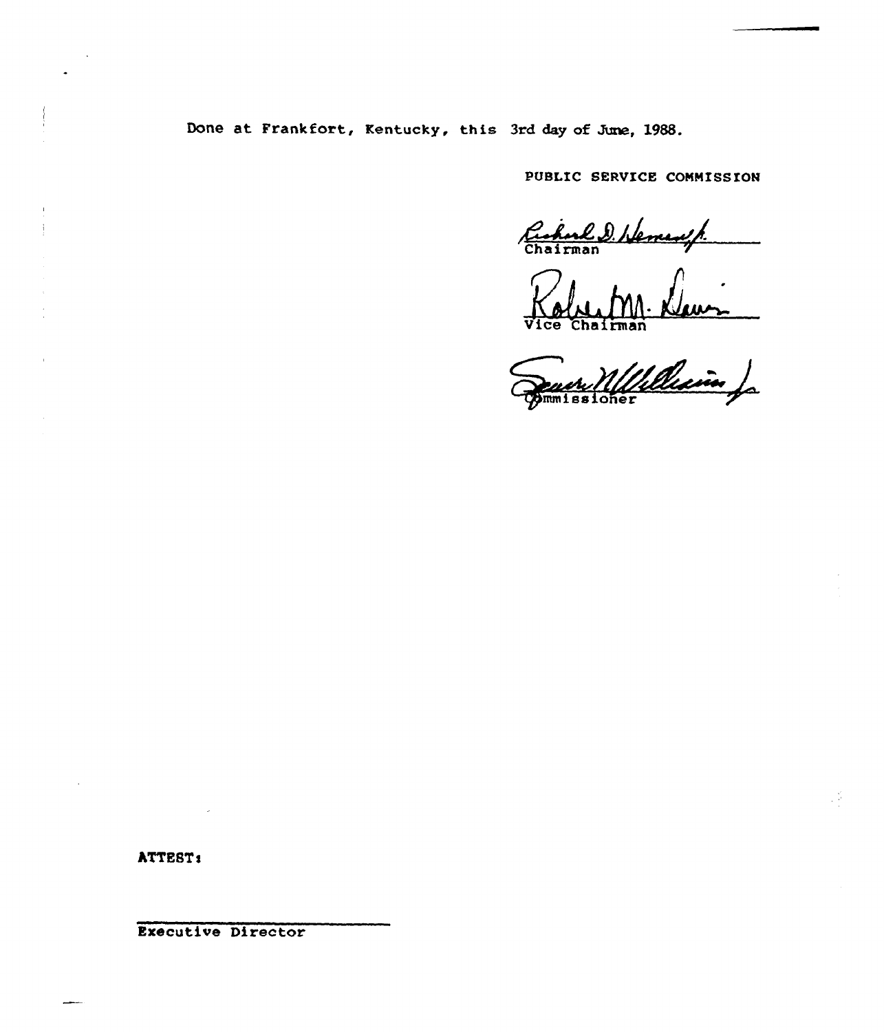Done at Frankfort, Kentucky, this 3rd day of June, 1988.

PUBLIC SERVICE COMMISSION

Chairman

Vice Chairman

Commissioner

ATTEST:

Executive Director